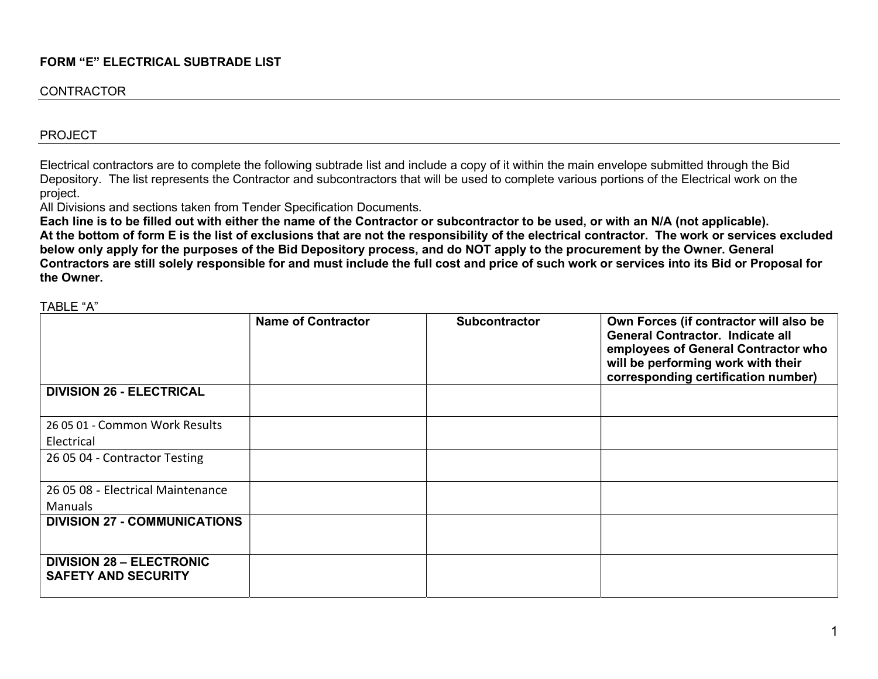**FORM "E" ELECTRICAL SUBTRADE LIST**

CONTRACTOR

PROJECT

Electrical contractors are to complete the following subtrade list and include a copy of it within the main envelope submitted through the Bid Depository. The list represents the Contractor and subcontractors that will be used to complete various portions of the Electrical work on the project.
All Divisions and sections taken from Tender Specification Documents.
**Each line is to be filled out with either the name of the Contractor or subcontractor to be used, or with an N/A (not applicable).**
**At the bottom of form E is the list of exclusions that are not the responsibility of the electrical contractor. The work or services excluded below only apply for the purposes of the Bid Depository process, and do NOT apply to the procurement by the Owner. General Contractors are still solely responsible for and must include the full cost and price of such work or services into its Bid or Proposal for the Owner.**

TABLE "A"

| | **Name of Contractor** | **Subcontractor** | **Own Forces (if contractor will also be General Contractor. Indicate all employees of General Contractor who will be performing work with their corresponding certification number)** |
|---|---|---|---|
| **DIVISION 26 - ELECTRICAL** | | | |
| 26 05 01 - Common Work Results Electrical | | | |
| 26 05 04 - Contractor Testing | | | |
| 26 05 08 - Electrical Maintenance Manuals | | | |
| **DIVISION 27 - COMMUNICATIONS** | | | |
| **DIVISION 28 – ELECTRONIC SAFETY AND SECURITY** | | | |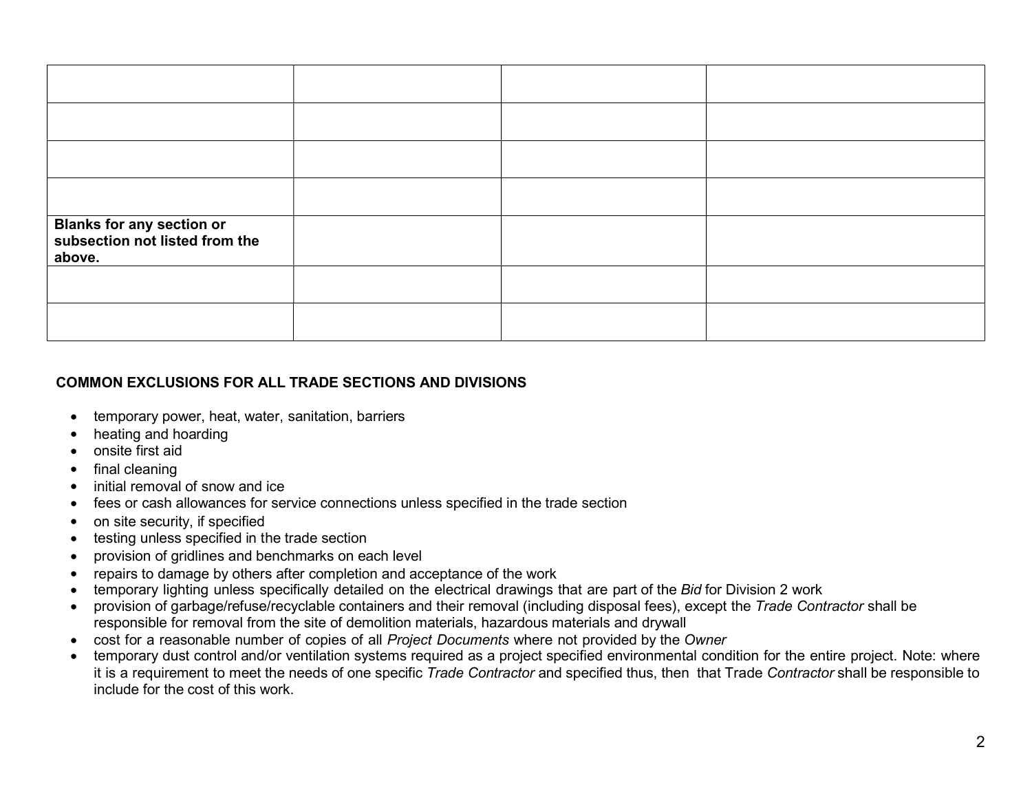| | | | |
|---|---|---|---|
| | | | |
| | | | |
| | | | |
| | | | |
| **Blanks for any section or subsection not listed from the above.** | | | |
| | | | |
| | | | |

**COMMON EXCLUSIONS FOR ALL TRADE SECTIONS AND DIVISIONS**

- temporary power, heat, water, sanitation, barriers
- heating and hoarding
- onsite first aid
- final cleaning
- initial removal of snow and ice
- fees or cash allowances for service connections unless specified in the trade section
- on site security, if specified
- testing unless specified in the trade section
- provision of gridlines and benchmarks on each level
- repairs to damage by others after completion and acceptance of the work
- temporary lighting unless specifically detailed on the electrical drawings that are part of the *Bid* for Division 2 work
- provision of garbage/refuse/recyclable containers and their removal (including disposal fees), except the *Trade Contractor* shall be responsible for removal from the site of demolition materials, hazardous materials and drywall
- cost for a reasonable number of copies of all *Project Documents* where not provided by the *Owner*
- temporary dust control and/or ventilation systems required as a project specified environmental condition for the entire project. Note: where it is a requirement to meet the needs of one specific *Trade Contractor* and specified thus, then that Trade *Contractor* shall be responsible to include for the cost of this work.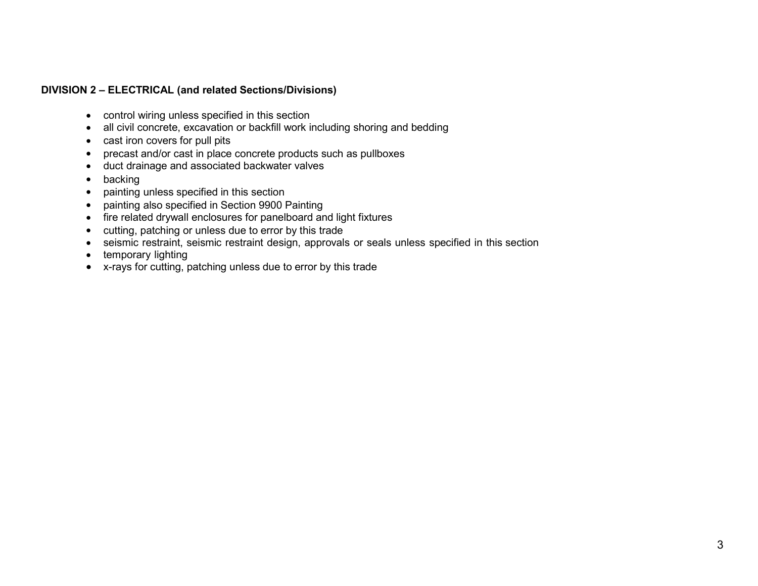**DIVISION 2 – ELECTRICAL (and related Sections/Divisions)**

- control wiring unless specified in this section
- all civil concrete, excavation or backfill work including shoring and bedding
- cast iron covers for pull pits
- precast and/or cast in place concrete products such as pullboxes
- duct drainage and associated backwater valves
- backing
- painting unless specified in this section
- painting also specified in Section 9900 Painting
- fire related drywall enclosures for panelboard and light fixtures
- cutting, patching or unless due to error by this trade
- seismic restraint, seismic restraint design, approvals or seals unless specified in this section
- temporary lighting
- x-rays for cutting, patching unless due to error by this trade